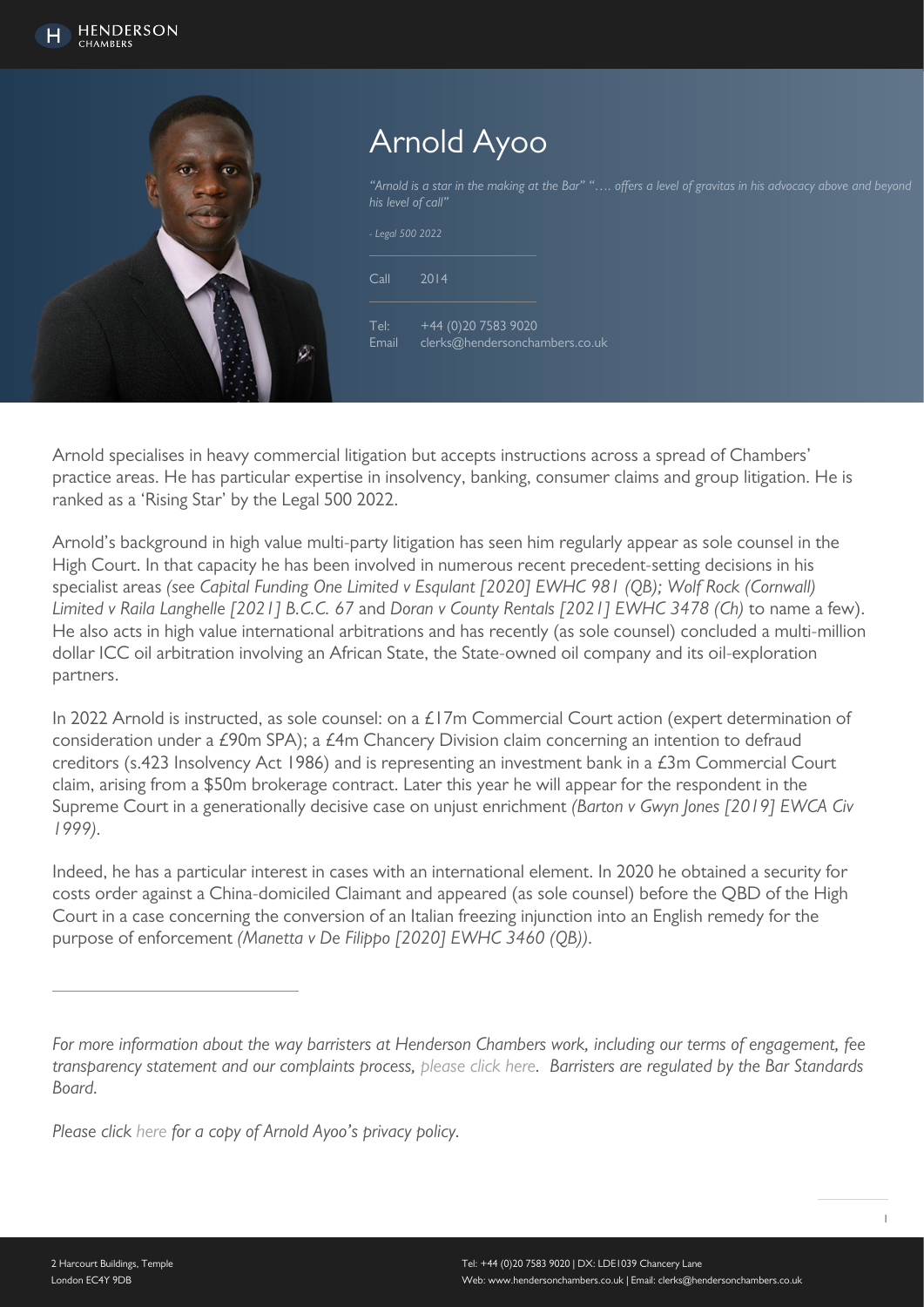# Arnold Ayoo

*"Arnold is a star in the making at the Bar" "…. offers a level of gravitas in his advocacy above and beyond his level of call"*

*- Legal 500 2022*

Call 2014

Tel: +44 (0)20 7583 9020
Email clerks@hendersonchambers.co.uk

Arnold specialises in heavy commercial litigation but accepts instructions across a spread of Chambers' practice areas. He has particular expertise in insolvency, banking, consumer claims and group litigation. He is ranked as a 'Rising Star' by the Legal 500 2022.

Arnold's background in high value multi-party litigation has seen him regularly appear as sole counsel in the High Court. In that capacity he has been involved in numerous recent precedent-setting decisions in his specialist areas *(see Capital Funding One Limited v Esqulant [2020] EWHC 981 (QB); Wolf Rock (Cornwall) Limited v Raila Langhelle [2021] B.C.C. 67* and *Doran v County Rentals [2021] EWHC 3478 (Ch)* to name a few). He also acts in high value international arbitrations and has recently (as sole counsel) concluded a multi-million dollar ICC oil arbitration involving an African State, the State-owned oil company and its oil-exploration partners.

In 2022 Arnold is instructed, as sole counsel: on a £17m Commercial Court action (expert determination of consideration under a £90m SPA); a £4m Chancery Division claim concerning an intention to defraud creditors (s.423 Insolvency Act 1986) and is representing an investment bank in a £3m Commercial Court claim, arising from a $50m brokerage contract. Later this year he will appear for the respondent in the Supreme Court in a generationally decisive case on unjust enrichment *(Barton v Gwyn Jones [2019] EWCA Civ 1999)*.

Indeed, he has a particular interest in cases with an international element. In 2020 he obtained a security for costs order against a China-domiciled Claimant and appeared (as sole counsel) before the QBD of the High Court in a case concerning the conversion of an Italian freezing injunction into an English remedy for the purpose of enforcement *(Manetta v De Filippo [2020] EWHC 3460 (QB))*.

---

*For more information about the way barristers at Henderson Chambers work, including our terms of engagement, fee transparency statement and our complaints process, please click here. Barristers are regulated by the Bar Standards Board.*

*Please click here for a copy of Arnold Ayoo's privacy policy.*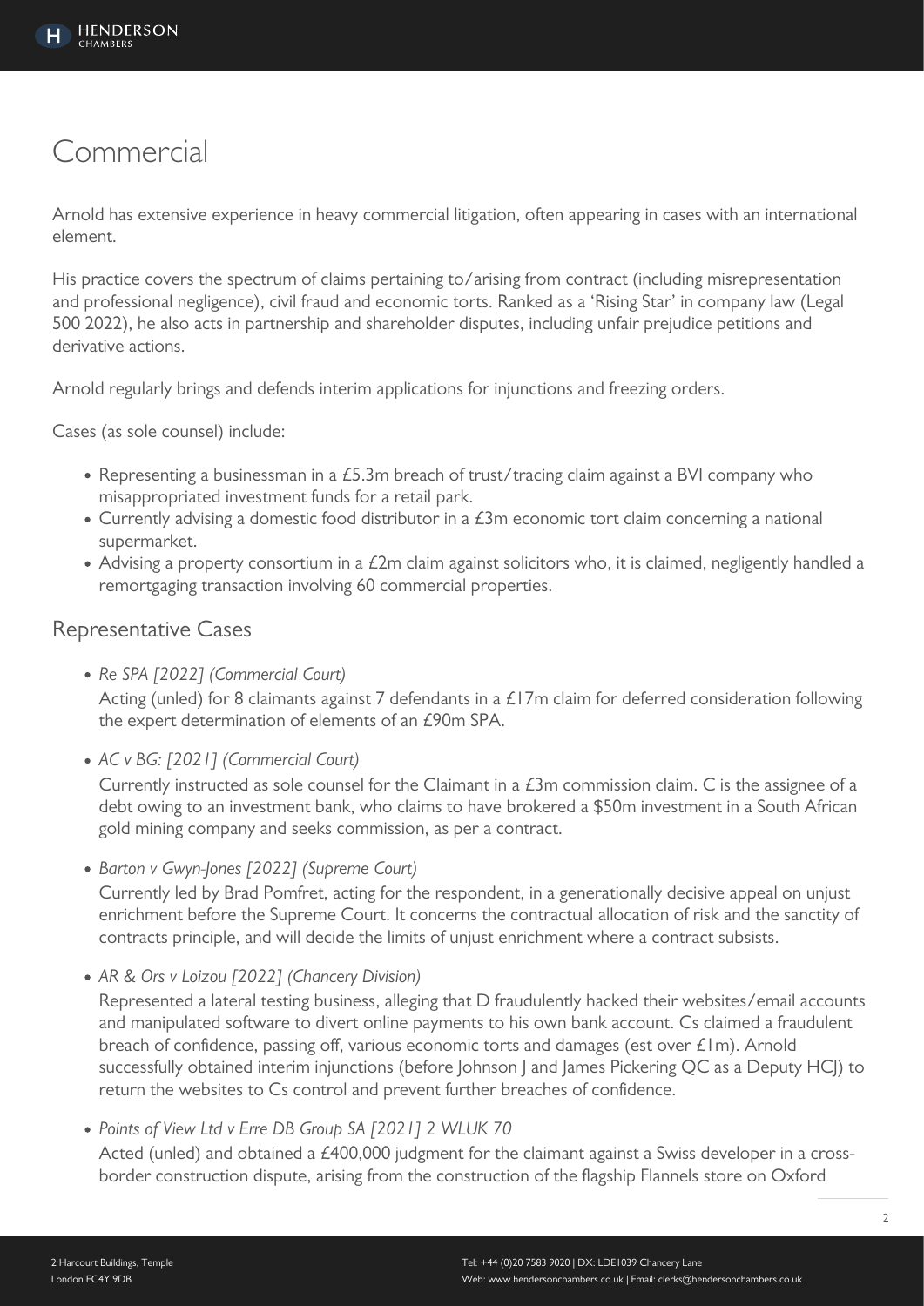# Commercial

Arnold has extensive experience in heavy commercial litigation, often appearing in cases with an international element.

His practice covers the spectrum of claims pertaining to/arising from contract (including misrepresentation and professional negligence), civil fraud and economic torts. Ranked as a 'Rising Star' in company law (Legal 500 2022), he also acts in partnership and shareholder disputes, including unfair prejudice petitions and derivative actions.

Arnold regularly brings and defends interim applications for injunctions and freezing orders.

Cases (as sole counsel) include:

- Representing a businessman in a £5.3m breach of trust/tracing claim against a BVI company who misappropriated investment funds for a retail park.
- Currently advising a domestic food distributor in a £3m economic tort claim concerning a national supermarket.
- Advising a property consortium in a £2m claim against solicitors who, it is claimed, negligently handled a remortgaging transaction involving 60 commercial properties.

## Representative Cases

- *Re SPA [2022] (Commercial Court)*
  Acting (unled) for 8 claimants against 7 defendants in a £17m claim for deferred consideration following the expert determination of elements of an £90m SPA.
- *AC v BG: [2021] (Commercial Court)*
  Currently instructed as sole counsel for the Claimant in a £3m commission claim. C is the assignee of a debt owing to an investment bank, who claims to have brokered a $50m investment in a South African gold mining company and seeks commission, as per a contract.
- *Barton v Gwyn-Jones [2022] (Supreme Court)*
  Currently led by Brad Pomfret, acting for the respondent, in a generationally decisive appeal on unjust enrichment before the Supreme Court. It concerns the contractual allocation of risk and the sanctity of contracts principle, and will decide the limits of unjust enrichment where a contract subsists.
- *AR & Ors v Loizou [2022] (Chancery Division)*
  Represented a lateral testing business, alleging that D fraudulently hacked their websites/email accounts and manipulated software to divert online payments to his own bank account. Cs claimed a fraudulent breach of confidence, passing off, various economic torts and damages (est over £1m). Arnold successfully obtained interim injunctions (before Johnson J and James Pickering QC as a Deputy HCJ) to return the websites to Cs control and prevent further breaches of confidence.
- *Points of View Ltd v Erre DB Group SA [2021] 2 WLUK 70*
  Acted (unled) and obtained a £400,000 judgment for the claimant against a Swiss developer in a cross-border construction dispute, arising from the construction of the flagship Flannels store on Oxford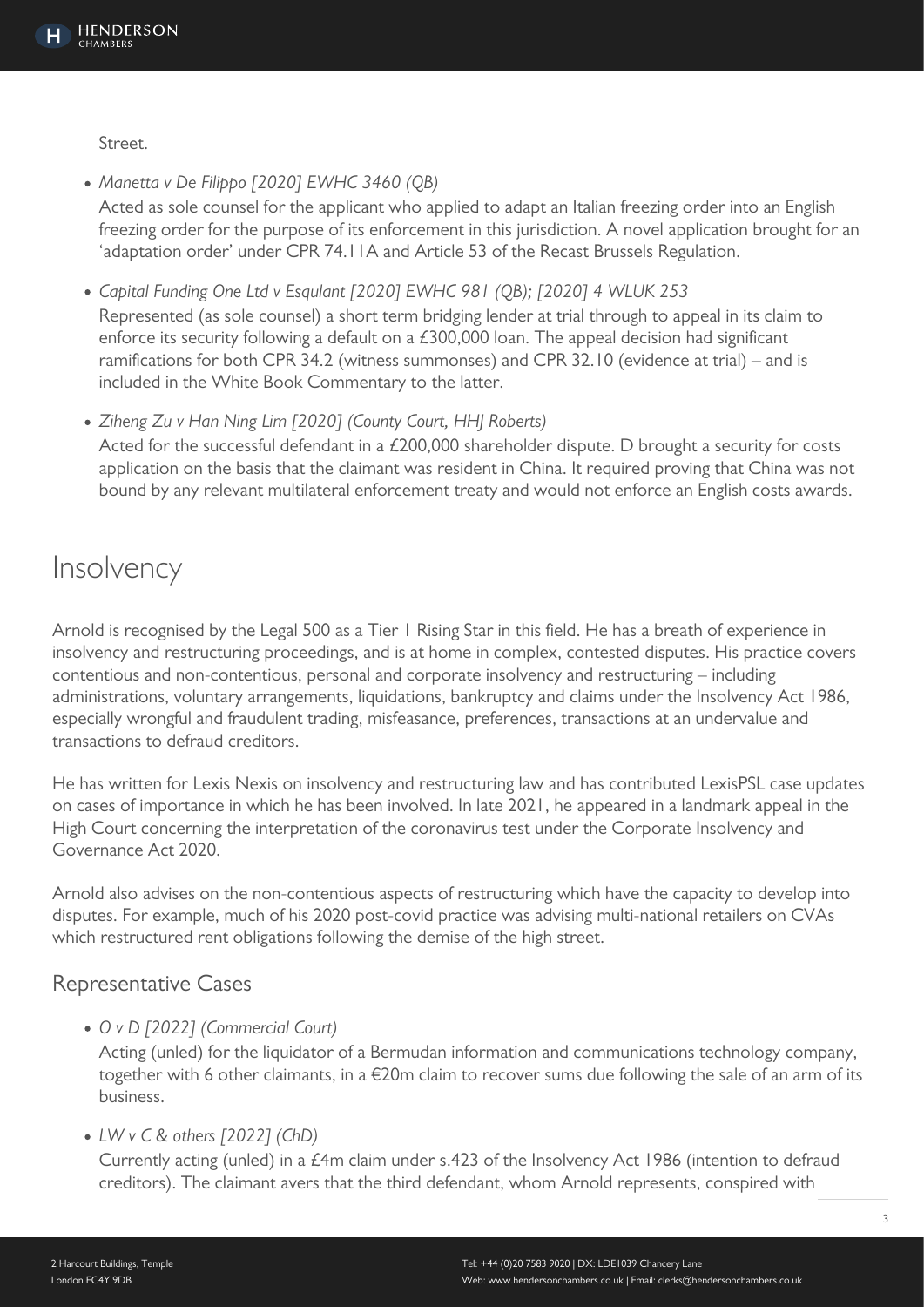Street.

- *Manetta v De Filippo [2020] EWHC 3460 (QB)*
  Acted as sole counsel for the applicant who applied to adapt an Italian freezing order into an English freezing order for the purpose of its enforcement in this jurisdiction. A novel application brought for an 'adaptation order' under CPR 74.11A and Article 53 of the Recast Brussels Regulation.

- *Capital Funding One Ltd v Esqulant [2020] EWHC 981 (QB); [2020] 4 WLUK 253*
  Represented (as sole counsel) a short term bridging lender at trial through to appeal in its claim to enforce its security following a default on a £300,000 loan. The appeal decision had significant ramifications for both CPR 34.2 (witness summonses) and CPR 32.10 (evidence at trial) – and is included in the White Book Commentary to the latter.

- *Ziheng Zu v Han Ning Lim [2020] (County Court, HHJ Roberts)*
  Acted for the successful defendant in a £200,000 shareholder dispute. D brought a security for costs application on the basis that the claimant was resident in China. It required proving that China was not bound by any relevant multilateral enforcement treaty and would not enforce an English costs awards.

# Insolvency

Arnold is recognised by the Legal 500 as a Tier 1 Rising Star in this field. He has a breath of experience in insolvency and restructuring proceedings, and is at home in complex, contested disputes. His practice covers contentious and non-contentious, personal and corporate insolvency and restructuring – including administrations, voluntary arrangements, liquidations, bankruptcy and claims under the Insolvency Act 1986, especially wrongful and fraudulent trading, misfeasance, preferences, transactions at an undervalue and transactions to defraud creditors.

He has written for Lexis Nexis on insolvency and restructuring law and has contributed LexisPSL case updates on cases of importance in which he has been involved. In late 2021, he appeared in a landmark appeal in the High Court concerning the interpretation of the coronavirus test under the Corporate Insolvency and Governance Act 2020.

Arnold also advises on the non-contentious aspects of restructuring which have the capacity to develop into disputes. For example, much of his 2020 post-covid practice was advising multi-national retailers on CVAs which restructured rent obligations following the demise of the high street.

## Representative Cases

- *O v D [2022] (Commercial Court)*
  Acting (unled) for the liquidator of a Bermudan information and communications technology company, together with 6 other claimants, in a €20m claim to recover sums due following the sale of an arm of its business.

- *LW v C & others [2022] (ChD)*
  Currently acting (unled) in a £4m claim under s.423 of the Insolvency Act 1986 (intention to defraud creditors). The claimant avers that the third defendant, whom Arnold represents, conspired with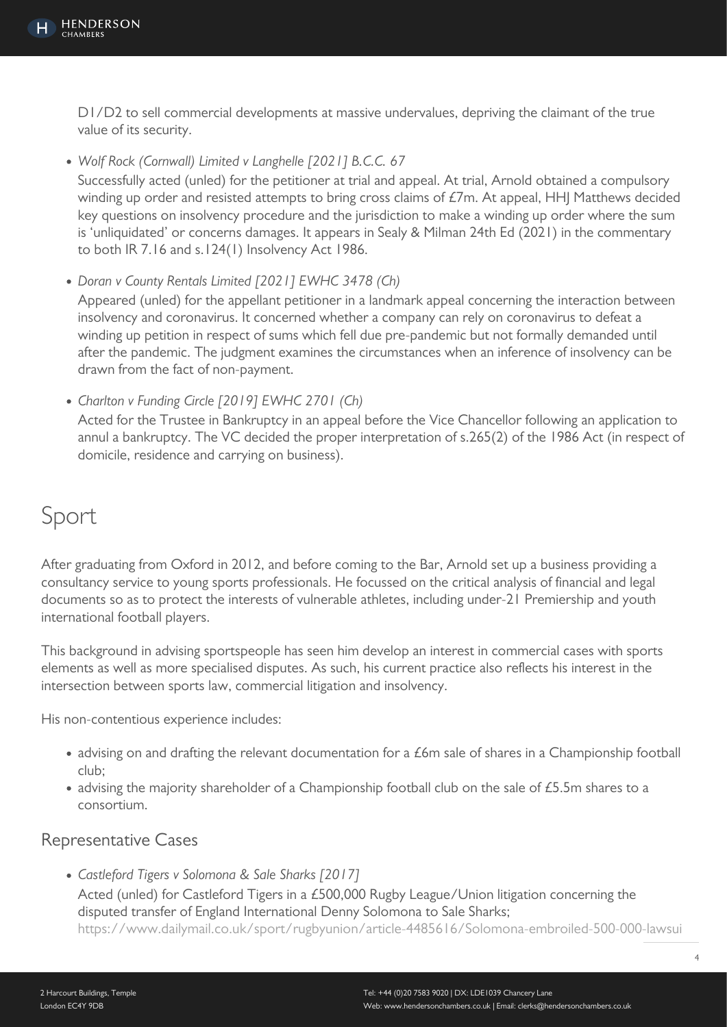D1/D2 to sell commercial developments at massive undervalues, depriving the claimant of the true value of its security.

- *Wolf Rock (Cornwall) Limited v Langhelle [2021] B.C.C. 67*
  Successfully acted (unled) for the petitioner at trial and appeal. At trial, Arnold obtained a compulsory winding up order and resisted attempts to bring cross claims of £7m. At appeal, HHJ Matthews decided key questions on insolvency procedure and the jurisdiction to make a winding up order where the sum is 'unliquidated' or concerns damages. It appears in Sealy & Milman 24th Ed (2021) in the commentary to both IR 7.16 and s.124(1) Insolvency Act 1986.

- *Doran v County Rentals Limited [2021] EWHC 3478 (Ch)*
  Appeared (unled) for the appellant petitioner in a landmark appeal concerning the interaction between insolvency and coronavirus. It concerned whether a company can rely on coronavirus to defeat a winding up petition in respect of sums which fell due pre-pandemic but not formally demanded until after the pandemic. The judgment examines the circumstances when an inference of insolvency can be drawn from the fact of non-payment.

- *Charlton v Funding Circle [2019] EWHC 2701 (Ch)*
  Acted for the Trustee in Bankruptcy in an appeal before the Vice Chancellor following an application to annul a bankruptcy. The VC decided the proper interpretation of s.265(2) of the 1986 Act (in respect of domicile, residence and carrying on business).

# Sport

After graduating from Oxford in 2012, and before coming to the Bar, Arnold set up a business providing a consultancy service to young sports professionals. He focussed on the critical analysis of financial and legal documents so as to protect the interests of vulnerable athletes, including under-21 Premiership and youth international football players.

This background in advising sportspeople has seen him develop an interest in commercial cases with sports elements as well as more specialised disputes. As such, his current practice also reflects his interest in the intersection between sports law, commercial litigation and insolvency.

His non-contentious experience includes:

- advising on and drafting the relevant documentation for a £6m sale of shares in a Championship football club;
- advising the majority shareholder of a Championship football club on the sale of £5.5m shares to a consortium.

## Representative Cases

- *Castleford Tigers v Solomona & Sale Sharks [2017]*
  Acted (unled) for Castleford Tigers in a £500,000 Rugby League/Union litigation concerning the disputed transfer of England International Denny Solomona to Sale Sharks;
  https://www.dailymail.co.uk/sport/rugbyunion/article-4485616/Solomona-embroiled-500-000-lawsui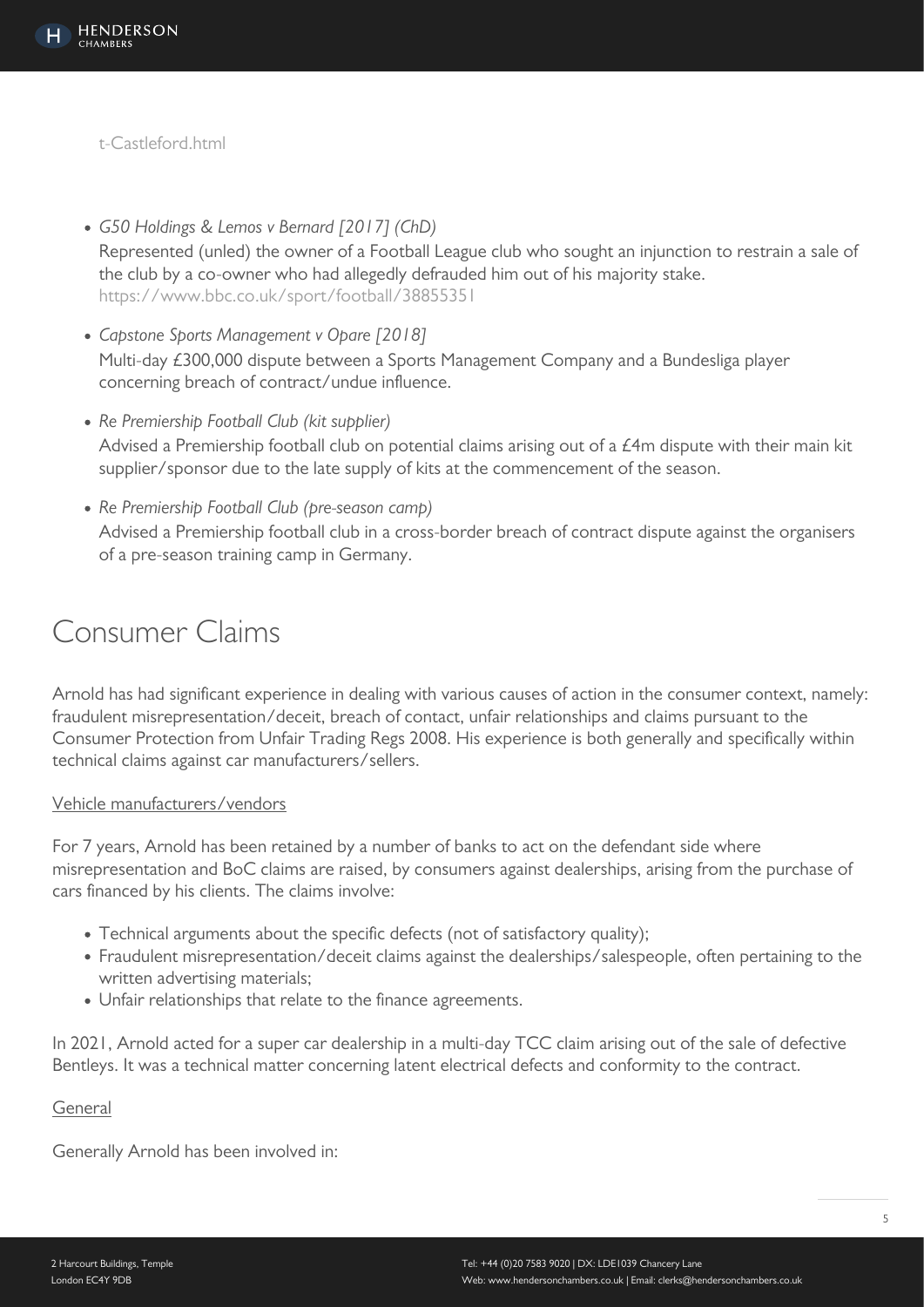t-Castleford.html

- *G50 Holdings & Lemos v Bernard [2017] (ChD)*
  Represented (unled) the owner of a Football League club who sought an injunction to restrain a sale of the club by a co-owner who had allegedly defrauded him out of his majority stake.
  https://www.bbc.co.uk/sport/football/38855351
- *Capstone Sports Management v Opare [2018]*
  Multi-day £300,000 dispute between a Sports Management Company and a Bundesliga player concerning breach of contract/undue influence.
- *Re Premiership Football Club (kit supplier)*
  Advised a Premiership football club on potential claims arising out of a £4m dispute with their main kit supplier/sponsor due to the late supply of kits at the commencement of the season.
- *Re Premiership Football Club (pre-season camp)*
  Advised a Premiership football club in a cross-border breach of contract dispute against the organisers of a pre-season training camp in Germany.

# Consumer Claims

Arnold has had significant experience in dealing with various causes of action in the consumer context, namely: fraudulent misrepresentation/deceit, breach of contact, unfair relationships and claims pursuant to the Consumer Protection from Unfair Trading Regs 2008. His experience is both generally and specifically within technical claims against car manufacturers/sellers.

Vehicle manufacturers/vendors

For 7 years, Arnold has been retained by a number of banks to act on the defendant side where misrepresentation and BoC claims are raised, by consumers against dealerships, arising from the purchase of cars financed by his clients. The claims involve:

- Technical arguments about the specific defects (not of satisfactory quality);
- Fraudulent misrepresentation/deceit claims against the dealerships/salespeople, often pertaining to the written advertising materials;
- Unfair relationships that relate to the finance agreements.

In 2021, Arnold acted for a super car dealership in a multi-day TCC claim arising out of the sale of defective Bentleys. It was a technical matter concerning latent electrical defects and conformity to the contract.

General

Generally Arnold has been involved in: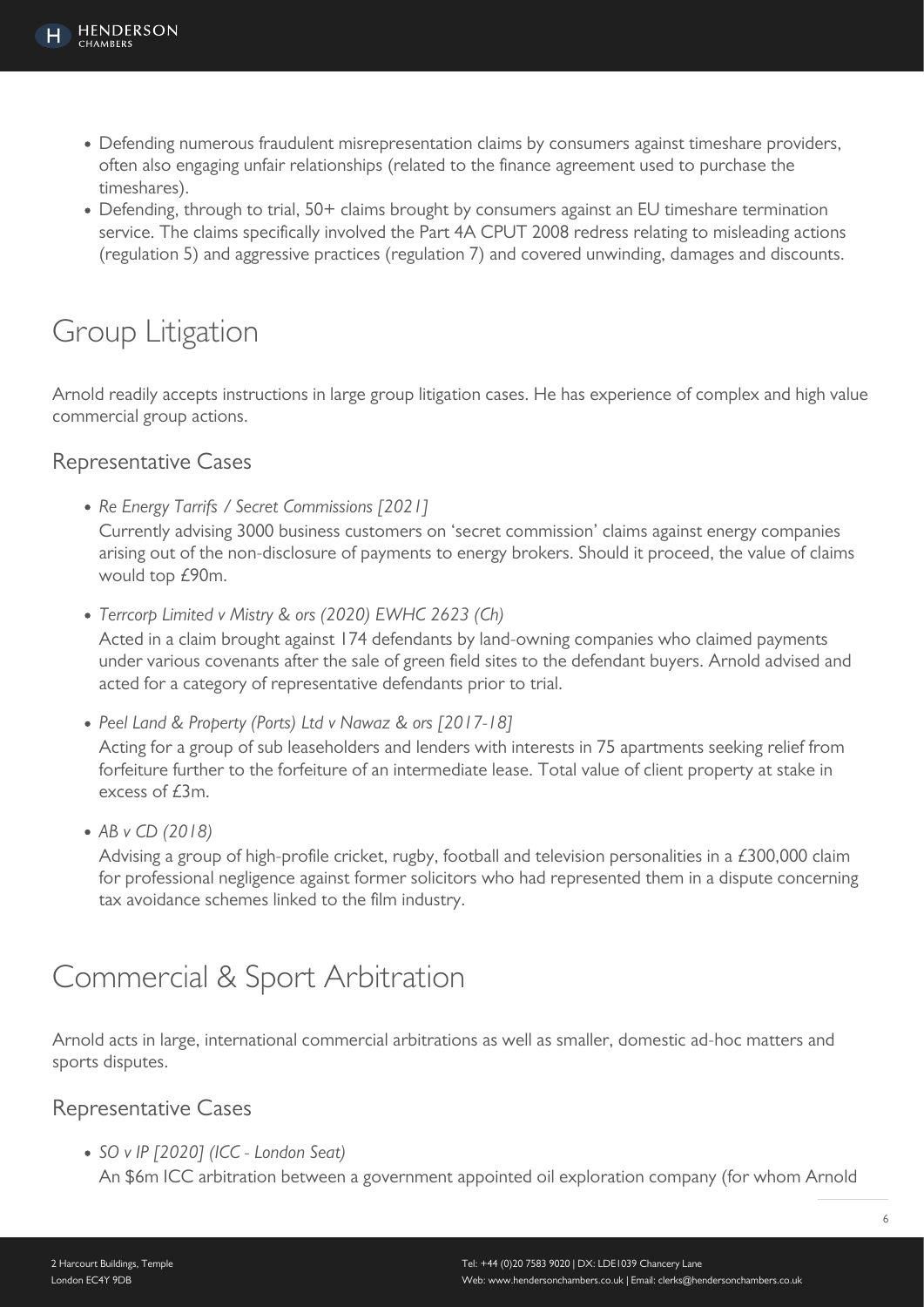- Defending numerous fraudulent misrepresentation claims by consumers against timeshare providers, often also engaging unfair relationships (related to the finance agreement used to purchase the timeshares).
- Defending, through to trial, 50+ claims brought by consumers against an EU timeshare termination service. The claims specifically involved the Part 4A CPUT 2008 redress relating to misleading actions (regulation 5) and aggressive practices (regulation 7) and covered unwinding, damages and discounts.

# Group Litigation

Arnold readily accepts instructions in large group litigation cases. He has experience of complex and high value commercial group actions.

## Representative Cases

- *Re Energy Tarrifs / Secret Commissions [2021]*
  Currently advising 3000 business customers on 'secret commission' claims against energy companies arising out of the non-disclosure of payments to energy brokers. Should it proceed, the value of claims would top £90m.
- *Terrcorp Limited v Mistry & ors (2020) EWHC 2623 (Ch)*
  Acted in a claim brought against 174 defendants by land-owning companies who claimed payments under various covenants after the sale of green field sites to the defendant buyers. Arnold advised and acted for a category of representative defendants prior to trial.
- *Peel Land & Property (Ports) Ltd v Nawaz & ors [2017-18]*
  Acting for a group of sub leaseholders and lenders with interests in 75 apartments seeking relief from forfeiture further to the forfeiture of an intermediate lease. Total value of client property at stake in excess of £3m.
- *AB v CD (2018)*
  Advising a group of high-profile cricket, rugby, football and television personalities in a £300,000 claim for professional negligence against former solicitors who had represented them in a dispute concerning tax avoidance schemes linked to the film industry.

# Commercial & Sport Arbitration

Arnold acts in large, international commercial arbitrations as well as smaller, domestic ad-hoc matters and sports disputes.

## Representative Cases

- *SO v IP [2020] (ICC - London Seat)*
  An $6m ICC arbitration between a government appointed oil exploration company (for whom Arnold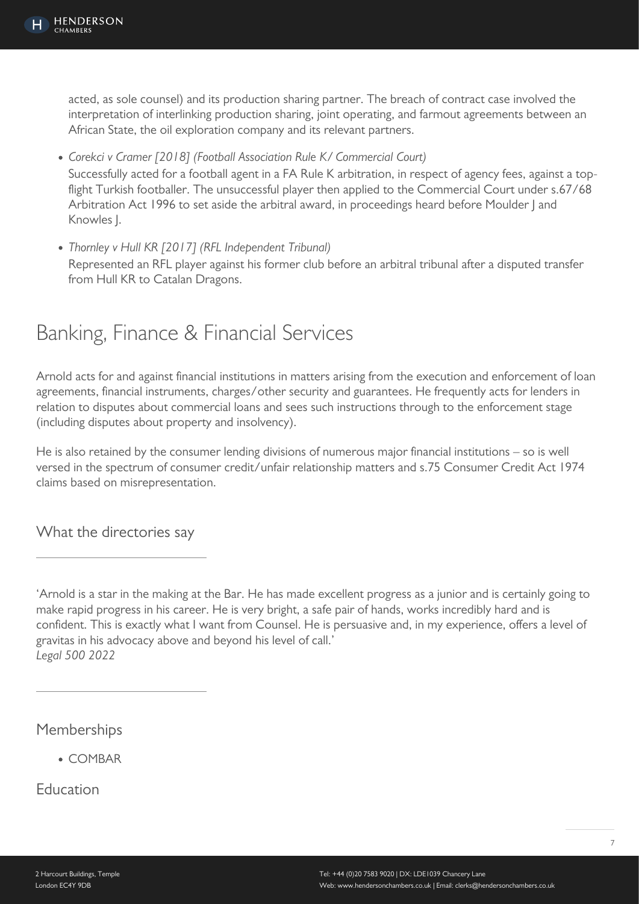acted, as sole counsel) and its production sharing partner. The breach of contract case involved the interpretation of interlinking production sharing, joint operating, and farmout agreements between an African State, the oil exploration company and its relevant partners.

- *Corekci v Cramer [2018] (Football Association Rule K/ Commercial Court)*
  Successfully acted for a football agent in a FA Rule K arbitration, in respect of agency fees, against a top-flight Turkish footballer. The unsuccessful player then applied to the Commercial Court under s.67/68 Arbitration Act 1996 to set aside the arbitral award, in proceedings heard before Moulder J and Knowles J.
- *Thornley v Hull KR [2017] (RFL Independent Tribunal)*
  Represented an RFL player against his former club before an arbitral tribunal after a disputed transfer from Hull KR to Catalan Dragons.

## Banking, Finance & Financial Services

Arnold acts for and against financial institutions in matters arising from the execution and enforcement of loan agreements, financial instruments, charges/other security and guarantees. He frequently acts for lenders in relation to disputes about commercial loans and sees such instructions through to the enforcement stage (including disputes about property and insolvency).

He is also retained by the consumer lending divisions of numerous major financial institutions – so is well versed in the spectrum of consumer credit/unfair relationship matters and s.75 Consumer Credit Act 1974 claims based on misrepresentation.

### What the directories say

'Arnold is a star in the making at the Bar. He has made excellent progress as a junior and is certainly going to make rapid progress in his career. He is very bright, a safe pair of hands, works incredibly hard and is confident. This is exactly what I want from Counsel. He is persuasive and, in my experience, offers a level of gravitas in his advocacy above and beyond his level of call.'
*Legal 500 2022*

### Memberships

- COMBAR

### Education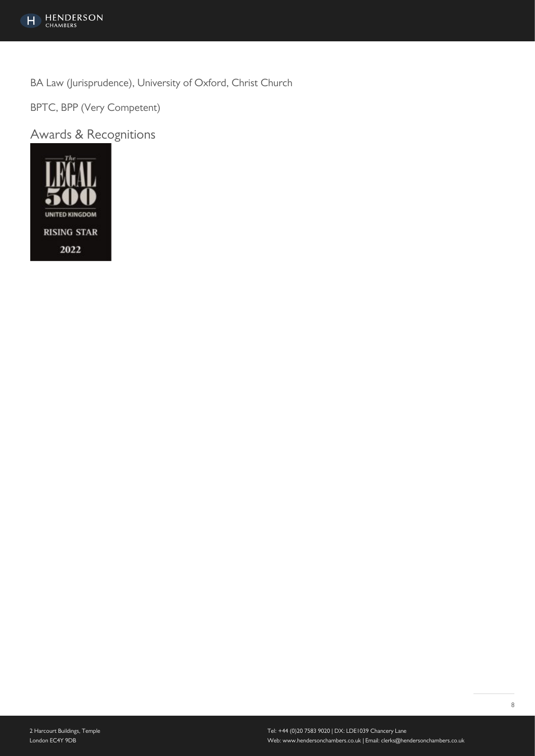BA Law (Jurisprudence), University of Oxford, Christ Church

BPTC, BPP (Very Competent)

## Awards & Recognitions